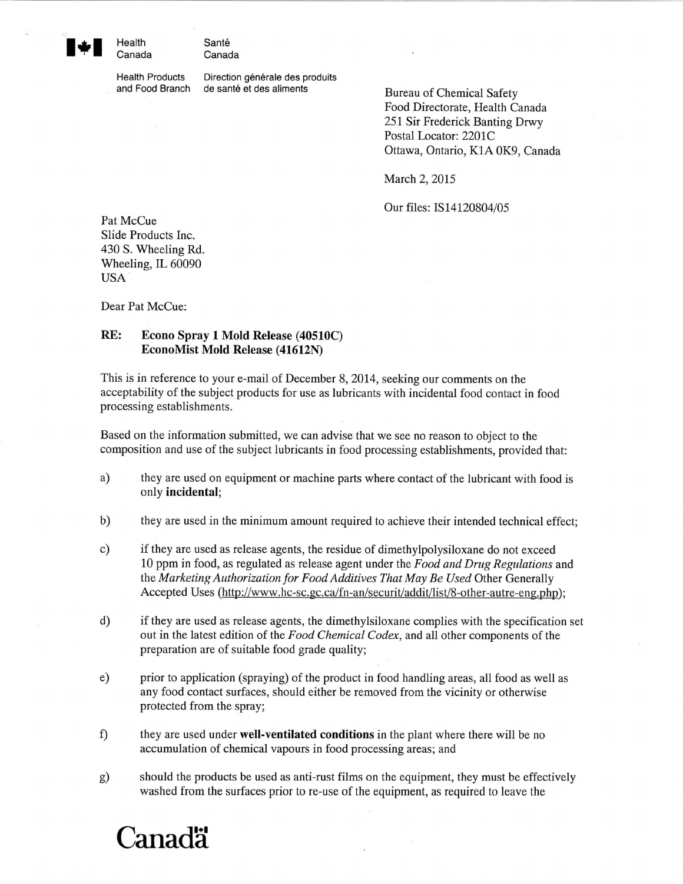Health Canada | Santé Canada

Health Products and Food Branch | Direction générale des produits de santé et des aliments

Bureau of Chemical Safety
Food Directorate, Health Canada
251 Sir Frederick Banting Drwy
Postal Locator: 2201C
Ottawa, Ontario, K1A 0K9, Canada

March 2, 2015

Our files: IS14120804/05

Pat McCue
Slide Products Inc.
430 S. Wheeling Rd.
Wheeling, IL 60090
USA

Dear Pat McCue:

**RE: Econo Spray 1 Mold Release (40510C)**
**EconoMist Mold Release (41612N)**

This is in reference to your e-mail of December 8, 2014, seeking our comments on the acceptability of the subject products for use as lubricants with incidental food contact in food processing establishments.

Based on the information submitted, we can advise that we see no reason to object to the composition and use of the subject lubricants in food processing establishments, provided that:

a) they are used on equipment or machine parts where contact of the lubricant with food is only **incidental**;

b) they are used in the minimum amount required to achieve their intended technical effect;

c) if they are used as release agents, the residue of dimethylpolysiloxane do not exceed 10 ppm in food, as regulated as release agent under the *Food and Drug Regulations* and the *Marketing Authorization for Food Additives That May Be Used* Other Generally Accepted Uses (http://www.hc-sc.gc.ca/fn-an/securit/addit/list/8-other-autre-eng.php);

d) if they are used as release agents, the dimethylsiloxane complies with the specification set out in the latest edition of the *Food Chemical Codex*, and all other components of the preparation are of suitable food grade quality;

e) prior to application (spraying) of the product in food handling areas, all food as well as any food contact surfaces, should either be removed from the vicinity or otherwise protected from the spray;

f) they are used under **well-ventilated conditions** in the plant where there will be no accumulation of chemical vapours in food processing areas; and

g) should the products be used as anti-rust films on the equipment, they must be effectively washed from the surfaces prior to re-use of the equipment, as required to leave the

Canada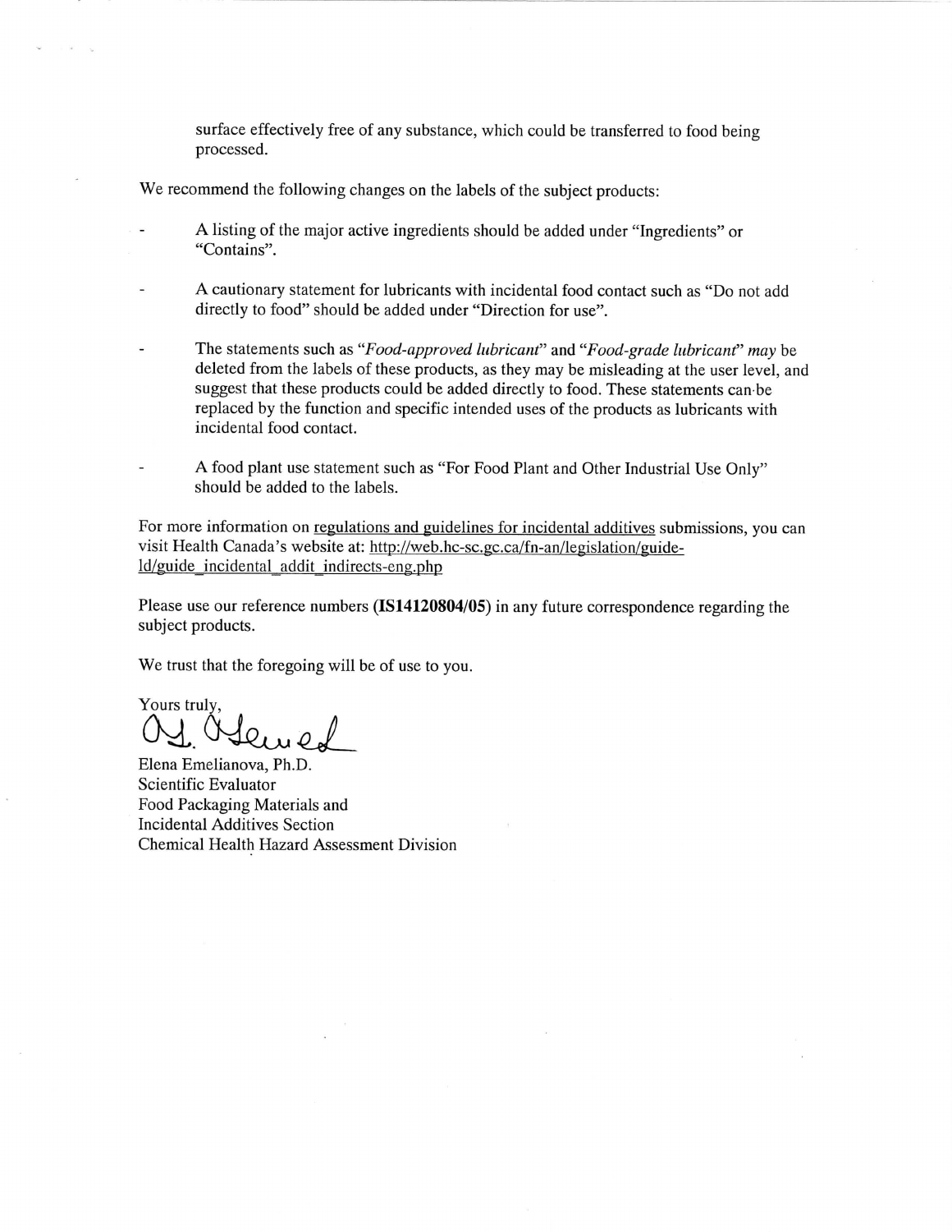surface effectively free of any substance, which could be transferred to food being processed.

We recommend the following changes on the labels of the subject products:

- A listing of the major active ingredients should be added under "Ingredients" or "Contains".
- A cautionary statement for lubricants with incidental food contact such as "Do not add directly to food" should be added under "Direction for use".
- The statements such as "*Food-approved lubricant*" and "*Food-grade lubricant*" *may* be deleted from the labels of these products, as they may be misleading at the user level, and suggest that these products could be added directly to food. These statements can be replaced by the function and specific intended uses of the products as lubricants with incidental food contact.
- A food plant use statement such as "For Food Plant and Other Industrial Use Only" should be added to the labels.

For more information on regulations and guidelines for incidental additives submissions, you can visit Health Canada's website at: http://web.hc-sc.gc.ca/fn-an/legislation/guide-ld/guide_incidental_addit_indirects-eng.php

Please use our reference numbers (**IS14120804/05**) in any future correspondence regarding the subject products.

We trust that the foregoing will be of use to you.

Yours truly,

Elena Emelianova, Ph.D.
Scientific Evaluator
Food Packaging Materials and
Incidental Additives Section
Chemical Health Hazard Assessment Division